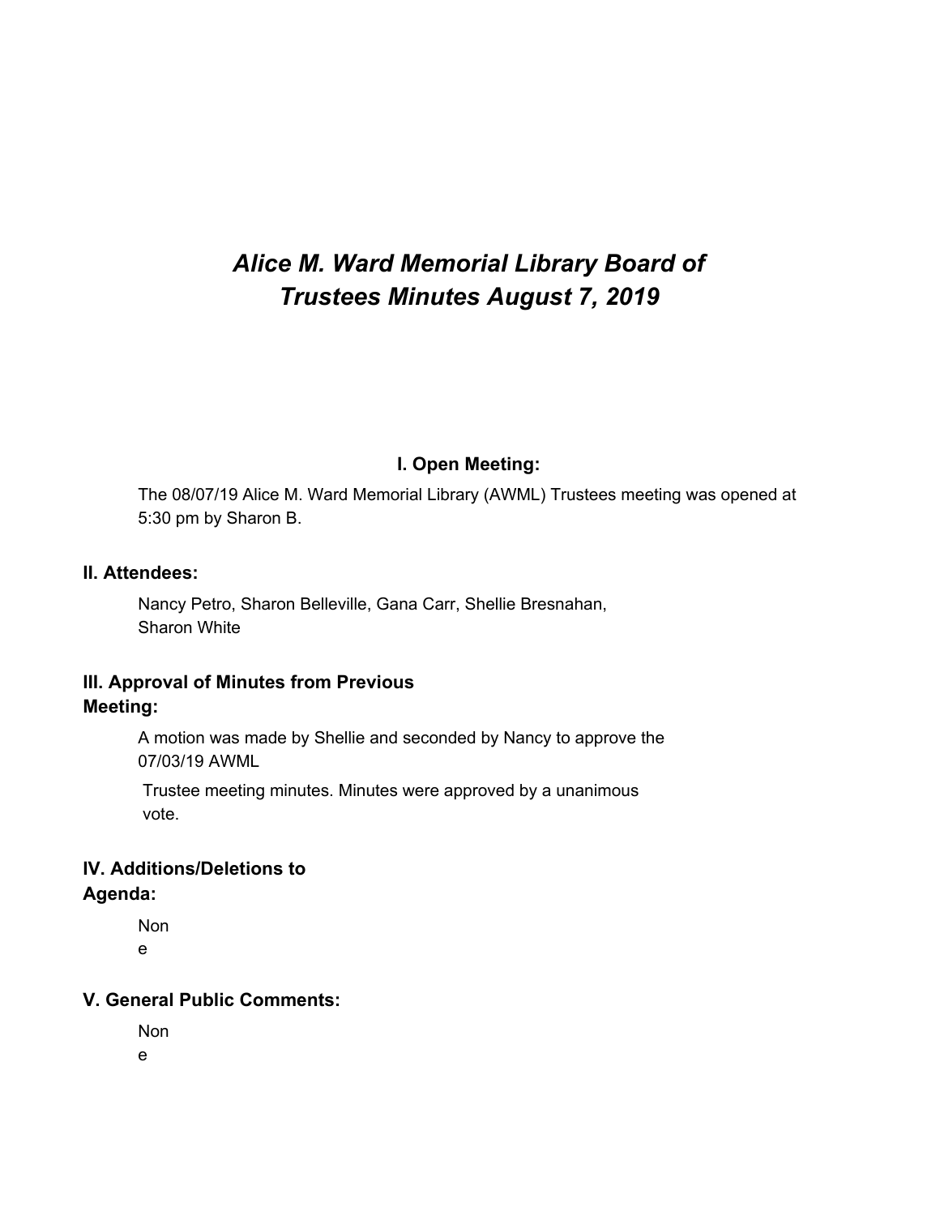# *Alice M. Ward Memorial Library Board of Trustees Minutes August 7, 2019*

## I. Open Meeting:

The 08/07/19 Alice M. Ward Memorial Library (AWML) Trustees meeting was opened at 5:30 pm by Sharon B.

## II. Attendees:

Nancy Petro, Sharon Belleville, Gana Carr, Shellie Bresnahan, Sharon White

## III. Approval of Minutes from Previous Meeting:

A motion was made by Shellie and seconded by Nancy to approve the 07/03/19 AWML Trustee meeting minutes. Minutes were approved by a unanimous vote.

## IV. Additions/Deletions to Agenda:

None

## V. General Public Comments:

None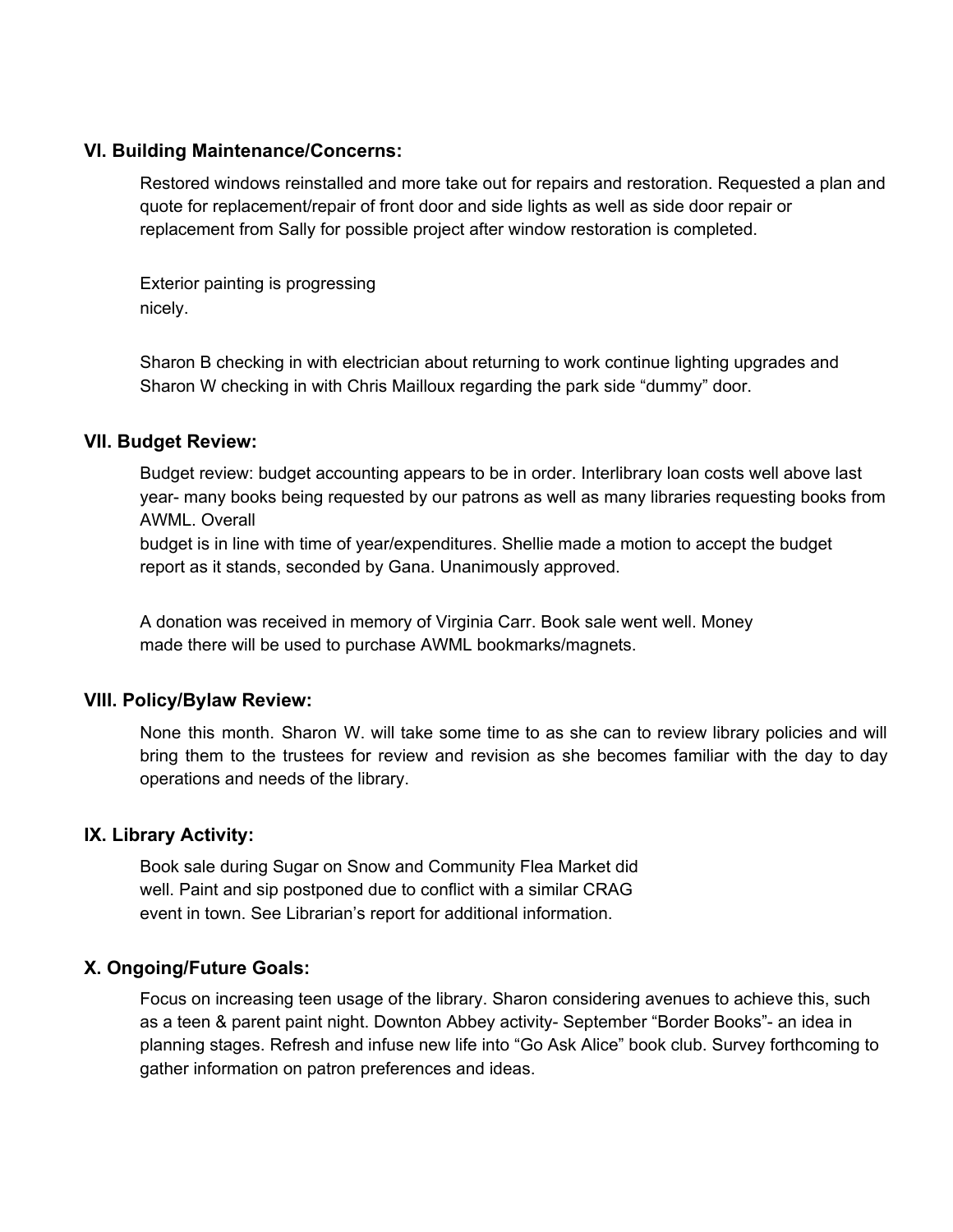### VI. Building Maintenance/Concerns:

Restored windows reinstalled and more take out for repairs and restoration. Requested a plan and quote for replacement/repair of front door and side lights as well as side door repair or replacement from Sally for possible project after window restoration is completed.

Exterior painting is progressing nicely.

Sharon B checking in with electrician about returning to work continue lighting upgrades and Sharon W checking in with Chris Mailloux regarding the park side "dummy" door.

### VII. Budget Review:

Budget review: budget accounting appears to be in order. Interlibrary loan costs well above last year- many books being requested by our patrons as well as many libraries requesting books from AWML. Overall budget is in line with time of year/expenditures. Shellie made a motion to accept the budget report as it stands, seconded by Gana. Unanimously approved.

A donation was received in memory of Virginia Carr. Book sale went well. Money made there will be used to purchase AWML bookmarks/magnets.

### VIII. Policy/Bylaw Review:

None this month. Sharon W. will take some time to as she can to review library policies and will bring them to the trustees for review and revision as she becomes familiar with the day to day operations and needs of the library.

### IX. Library Activity:

Book sale during Sugar on Snow and Community Flea Market did well. Paint and sip postponed due to conflict with a similar CRAG event in town. See Librarian's report for additional information.

### X. Ongoing/Future Goals:

Focus on increasing teen usage of the library. Sharon considering avenues to achieve this, such as a teen & parent paint night. Downton Abbey activity- September "Border Books"- an idea in planning stages. Refresh and infuse new life into "Go Ask Alice" book club. Survey forthcoming to gather information on patron preferences and ideas.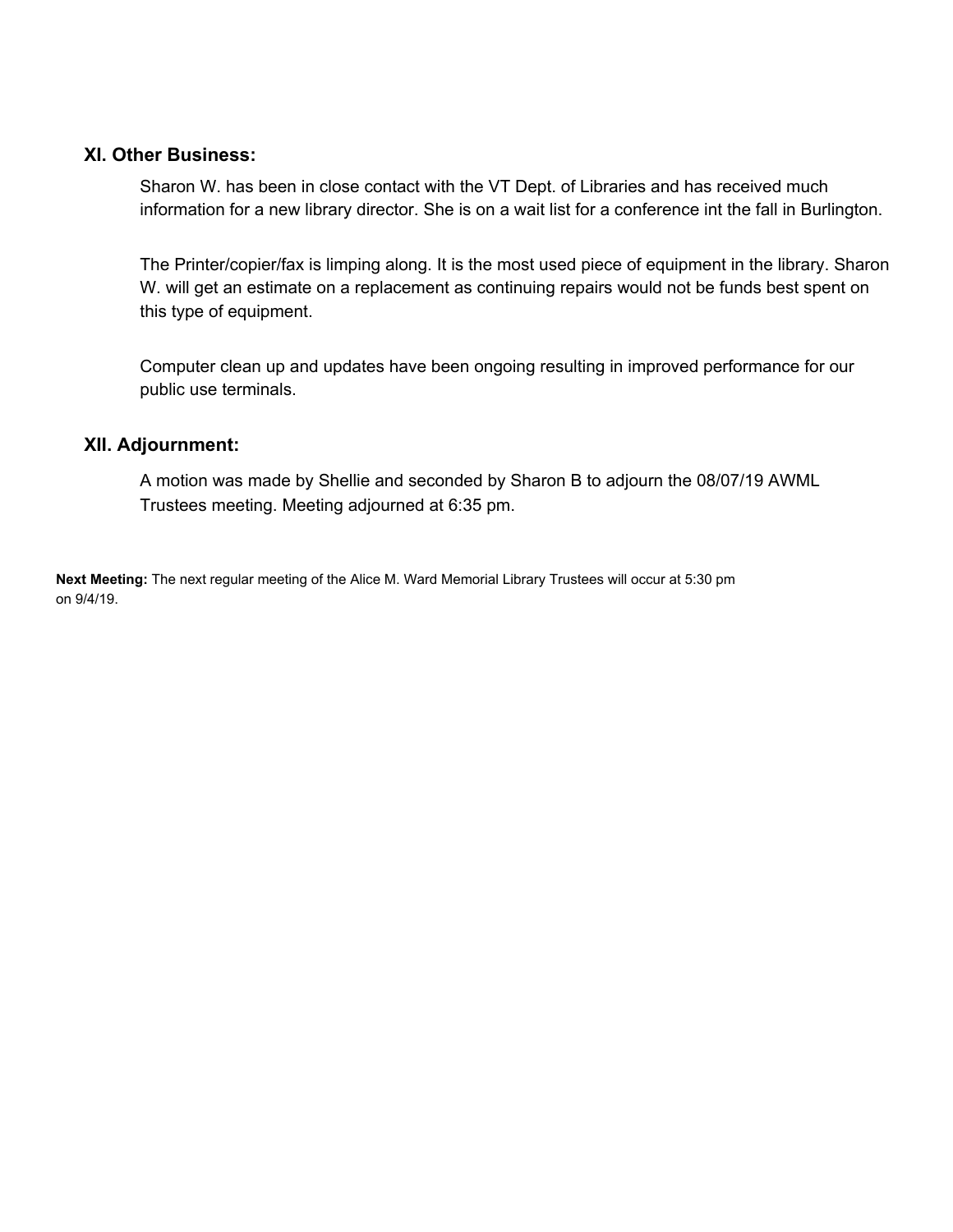### XI. Other Business:

Sharon W. has been in close contact with the VT Dept. of Libraries and has received much information for a new library director. She is on a wait list for a conference int the fall in Burlington.

The Printer/copier/fax is limping along. It is the most used piece of equipment in the library. Sharon W. will get an estimate on a replacement as continuing repairs would not be funds best spent on this type of equipment.

Computer clean up and updates have been ongoing resulting in improved performance for our public use terminals.

### XII. Adjournment:

A motion was made by Shellie and seconded by Sharon B to adjourn the 08/07/19 AWML Trustees meeting. Meeting adjourned at 6:35 pm.

**Next Meeting:** The next regular meeting of the Alice M. Ward Memorial Library Trustees will occur at 5:30 pm on 9/4/19.